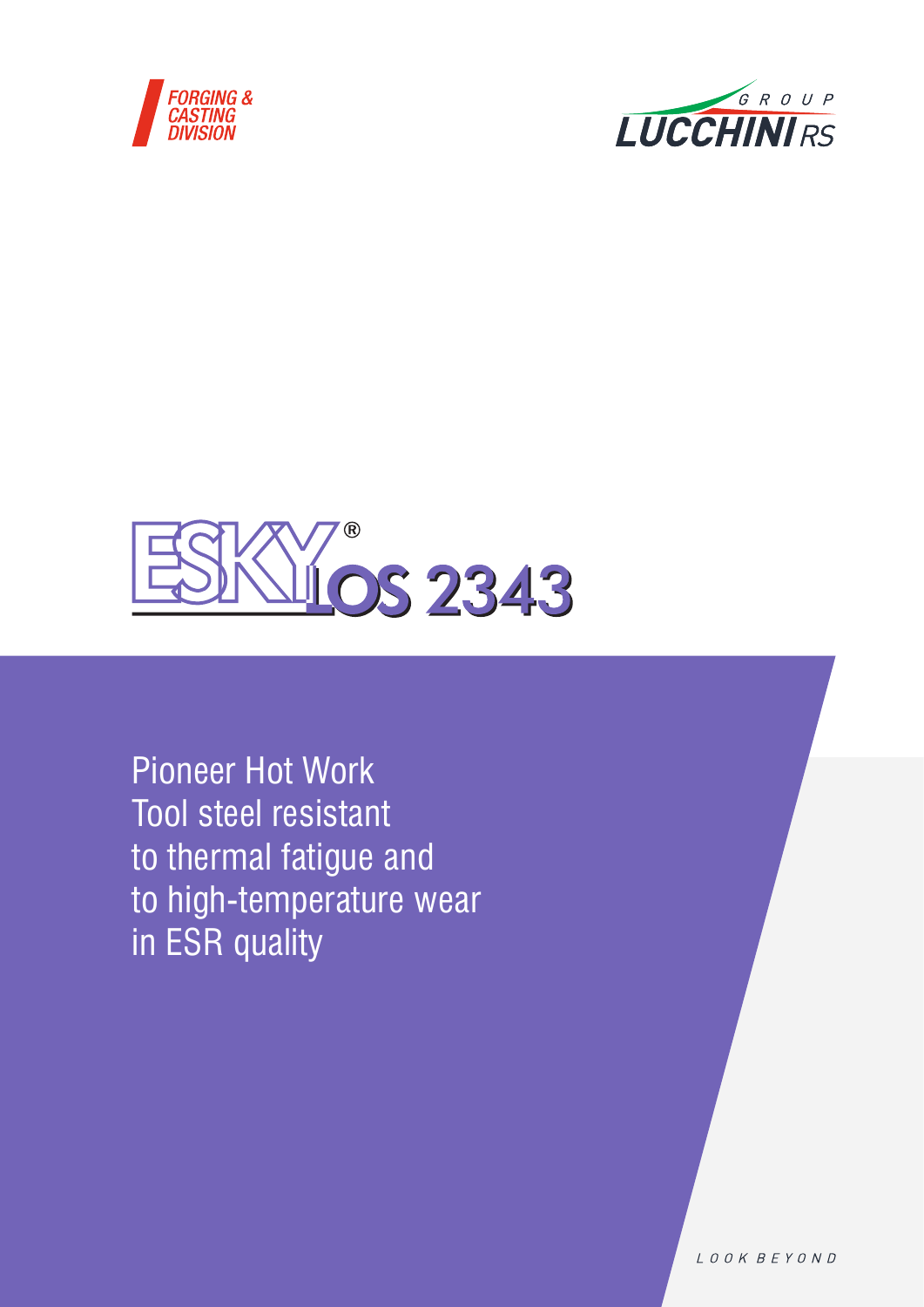FORGING & CASTING DIVISION

GROUP LUCCHINI RS

# ESKYLOS 2343®

Pioneer Hot Work
Tool steel resistant
to thermal fatigue and
to high-temperature wear
in ESR quality

LOOK BEYOND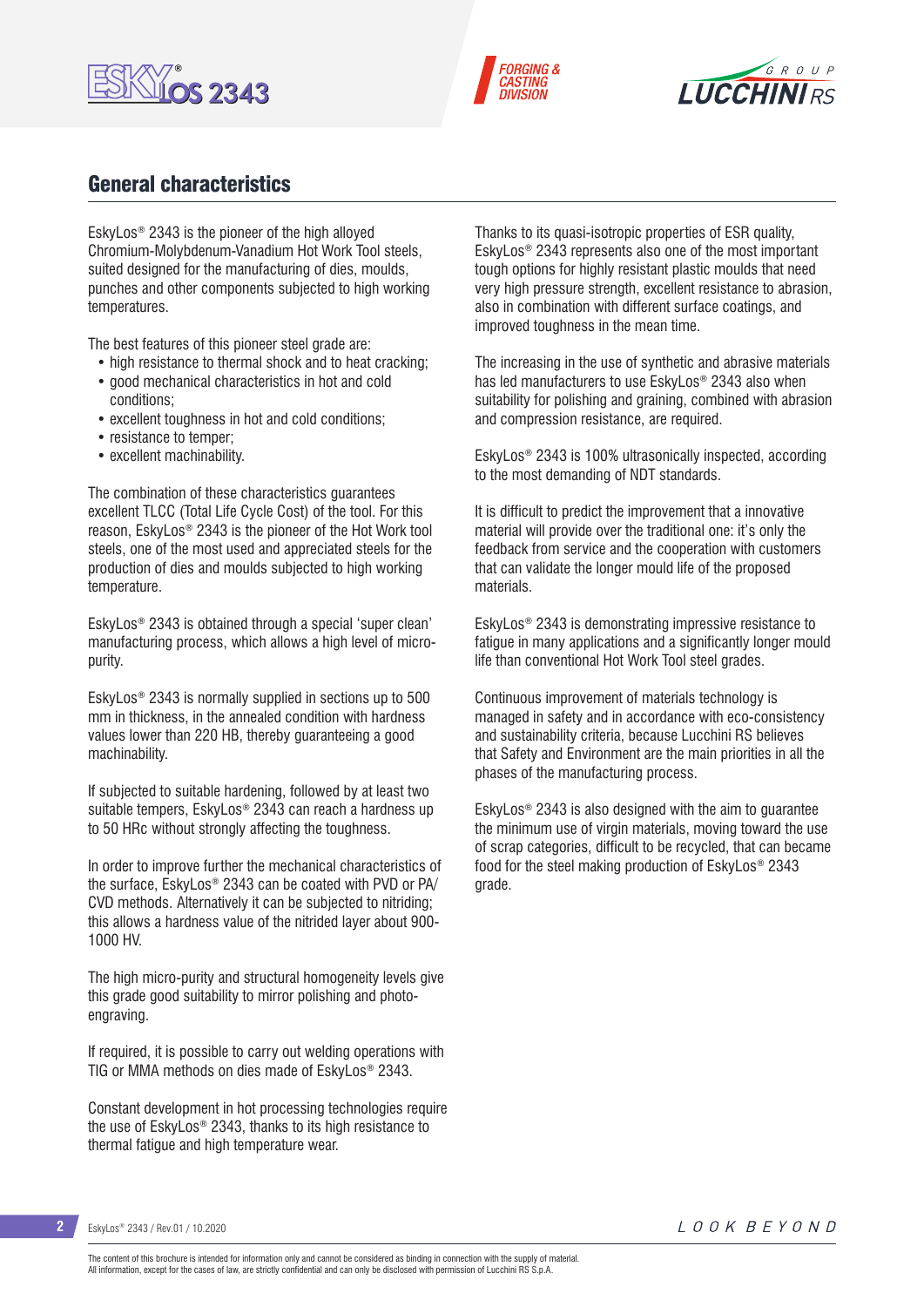## General characteristics

EskyLos® 2343 is the pioneer of the high alloyed Chromium-Molybdenum-Vanadium Hot Work Tool steels, suited designed for the manufacturing of dies, moulds, punches and other components subjected to high working temperatures.

The best features of this pioneer steel grade are:

- high resistance to thermal shock and to heat cracking;
- good mechanical characteristics in hot and cold conditions;
- excellent toughness in hot and cold conditions;
- resistance to temper;
- excellent machinability.

The combination of these characteristics guarantees excellent TLCC (Total Life Cycle Cost) of the tool. For this reason, EskyLos® 2343 is the pioneer of the Hot Work tool steels, one of the most used and appreciated steels for the production of dies and moulds subjected to high working temperature.

EskyLos® 2343 is obtained through a special 'super clean' manufacturing process, which allows a high level of micro-purity.

EskyLos® 2343 is normally supplied in sections up to 500 mm in thickness, in the annealed condition with hardness values lower than 220 HB, thereby guaranteeing a good machinability.

If subjected to suitable hardening, followed by at least two suitable tempers, EskyLos® 2343 can reach a hardness up to 50 HRc without strongly affecting the toughness.

In order to improve further the mechanical characteristics of the surface, EskyLos® 2343 can be coated with PVD or PA/CVD methods. Alternatively it can be subjected to nitriding; this allows a hardness value of the nitrided layer about 900-1000 HV.

The high micro-purity and structural homogeneity levels give this grade good suitability to mirror polishing and photo-engraving.

If required, it is possible to carry out welding operations with TIG or MMA methods on dies made of EskyLos® 2343.

Constant development in hot processing technologies require the use of EskyLos® 2343, thanks to its high resistance to thermal fatigue and high temperature wear.

Thanks to its quasi-isotropic properties of ESR quality, EskyLos® 2343 represents also one of the most important tough options for highly resistant plastic moulds that need very high pressure strength, excellent resistance to abrasion, also in combination with different surface coatings, and improved toughness in the mean time.

The increasing in the use of synthetic and abrasive materials has led manufacturers to use EskyLos® 2343 also when suitability for polishing and graining, combined with abrasion and compression resistance, are required.

EskyLos® 2343 is 100% ultrasonically inspected, according to the most demanding of NDT standards.

It is difficult to predict the improvement that a innovative material will provide over the traditional one: it's only the feedback from service and the cooperation with customers that can validate the longer mould life of the proposed materials.

EskyLos® 2343 is demonstrating impressive resistance to fatigue in many applications and a significantly longer mould life than conventional Hot Work Tool steel grades.

Continuous improvement of materials technology is managed in safety and in accordance with eco-consistency and sustainability criteria, because Lucchini RS believes that Safety and Environment are the main priorities in all the phases of the manufacturing process.

EskyLos® 2343 is also designed with the aim to guarantee the minimum use of virgin materials, moving toward the use of scrap categories, difficult to be recycled, that can became food for the steel making production of EskyLos® 2343 grade.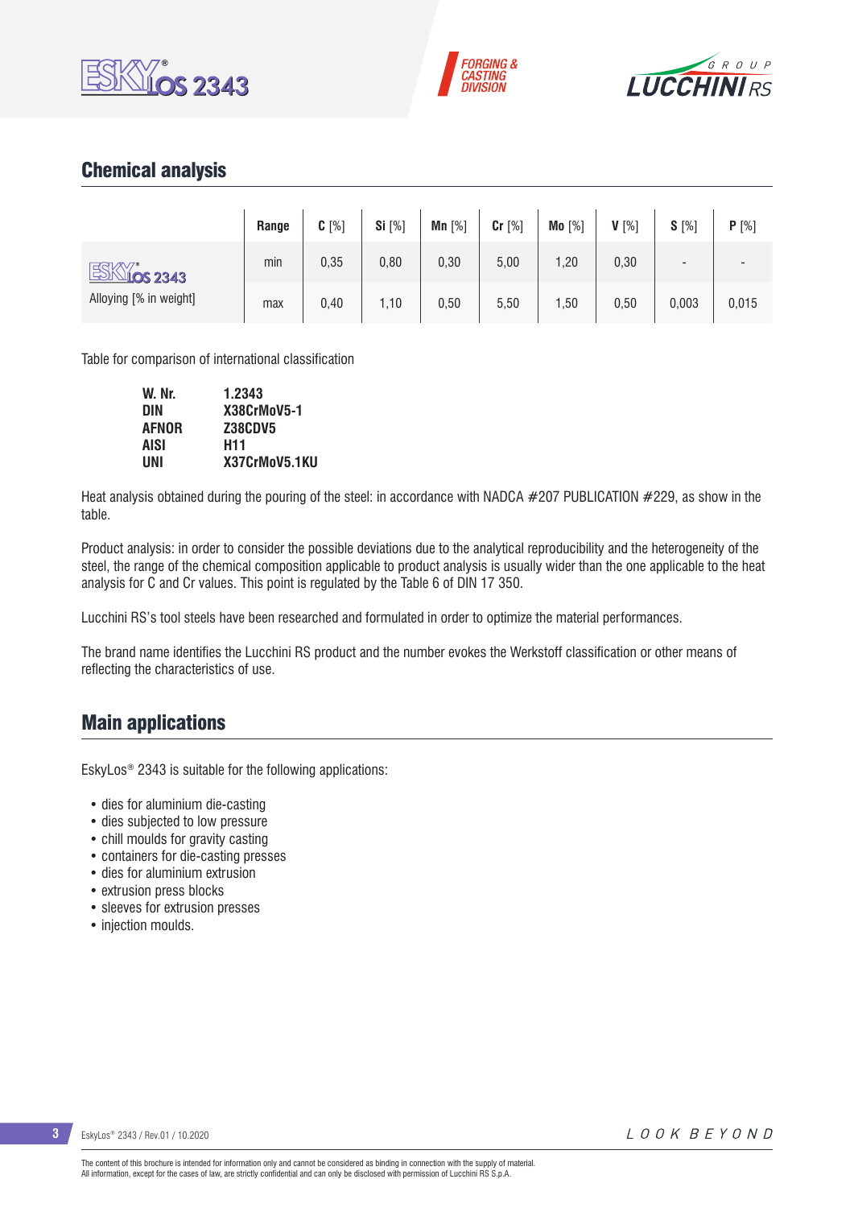## Chemical analysis

| | Range | C [%] | Si [%] | Mn [%] | Cr [%] | Mo [%] | V [%] | S [%] | P [%] |
|---|---|---|---|---|---|---|---|---|---|
| EskyLos 2343 | min | 0,35 | 0,80 | 0,30 | 5,00 | 1,20 | 0,30 | - | - |
| Alloying [% in weight] | max | 0,40 | 1,10 | 0,50 | 5,50 | 1,50 | 0,50 | 0,003 | 0,015 |

Table for comparison of international classification

| | |
|---|---|
| **W. Nr.** | **1.2343** |
| **DIN** | **X38CrMoV5-1** |
| **AFNOR** | **Z38CDV5** |
| **AISI** | **H11** |
| **UNI** | **X37CrMoV5.1KU** |

Heat analysis obtained during the pouring of the steel: in accordance with NADCA #207 PUBLICATION #229, as show in the table.

Product analysis: in order to consider the possible deviations due to the analytical reproducibility and the heterogeneity of the steel, the range of the chemical composition applicable to product analysis is usually wider than the one applicable to the heat analysis for C and Cr values. This point is regulated by the Table 6 of DIN 17 350.

Lucchini RS's tool steels have been researched and formulated in order to optimize the material performances.

The brand name identifies the Lucchini RS product and the number evokes the Werkstoff classification or other means of reflecting the characteristics of use.

## Main applications

EskyLos® 2343 is suitable for the following applications:

- dies for aluminium die-casting
- dies subjected to low pressure
- chill moulds for gravity casting
- containers for die-casting presses
- dies for aluminium extrusion
- extrusion press blocks
- sleeves for extrusion presses
- injection moulds.

The content of this brochure is intended for information only and cannot be considered as binding in connection with the supply of material.
All information, except for the cases of law, are strictly confidential and can only be disclosed with permission of Lucchini RS S.p.A.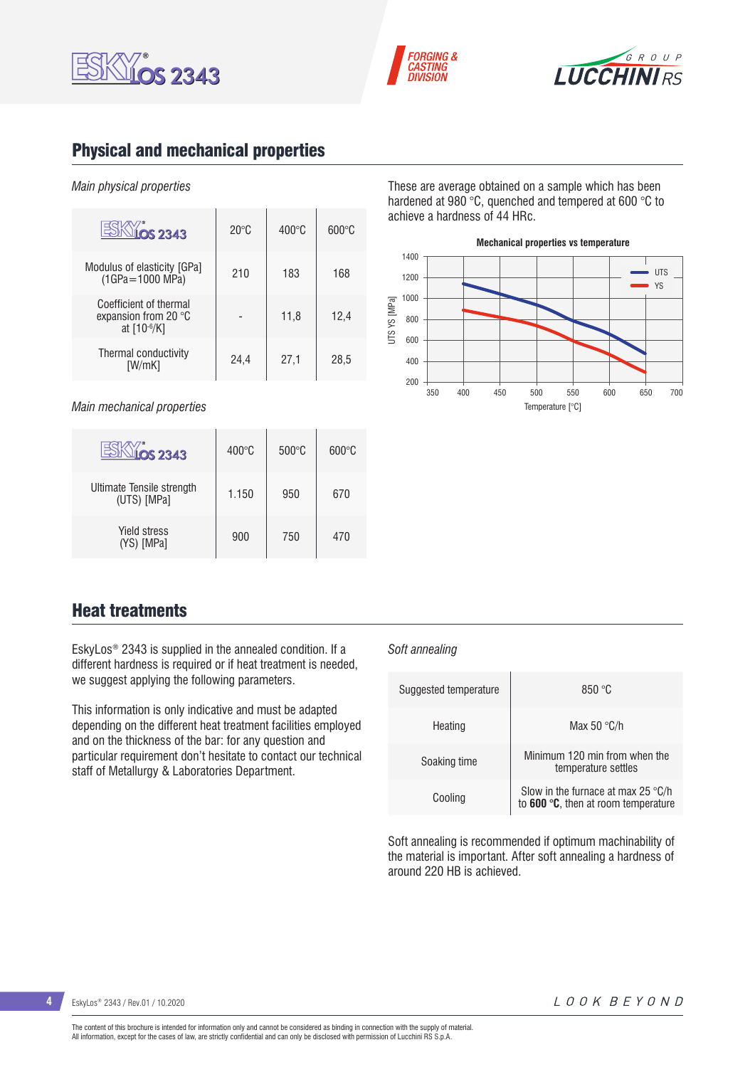## Physical and mechanical properties

*Main physical properties*

| ESKYLOS 2343 | 20°C | 400°C | 600°C |
|---|---|---|---|
| Modulus of elasticity [GPa] (1GPa=1000 MPa) | 210 | 183 | 168 |
| Coefficient of thermal expansion from 20 °C at [$10^{-6}$/K] | - | 11,8 | 12,4 |
| Thermal conductivity [W/mK] | 24,4 | 27,1 | 28,5 |

*Main mechanical properties*

| ESKYLOS 2343 | 400°C | 500°C | 600°C |
|---|---|---|---|
| Ultimate Tensile strength (UTS) [MPa] | 1.150 | 950 | 670 |
| Yield stress (YS) [MPa] | 900 | 750 | 470 |

These are average obtained on a sample which has been hardened at 980 °C, quenched and tempered at 600 °C to achieve a hardness of 44 HRc.

**Mechanical properties vs temperature**

## Heat treatments

EskyLos® 2343 is supplied in the annealed condition. If a different hardness is required or if heat treatment is needed, we suggest applying the following parameters.

This information is only indicative and must be adapted depending on the different heat treatment facilities employed and on the thickness of the bar: for any question and particular requirement don't hesitate to contact our technical staff of Metallurgy & Laboratories Department.

*Soft annealing*

| | |
|---|---|
| Suggested temperature | 850 °C |
| Heating | Max 50 °C/h |
| Soaking time | Minimum 120 min from when the temperature settles |
| Cooling | Slow in the furnace at max 25 °C/h to **600 °C**, then at room temperature |

Soft annealing is recommended if optimum machinability of the material is important. After soft annealing a hardness of around 220 HB is achieved.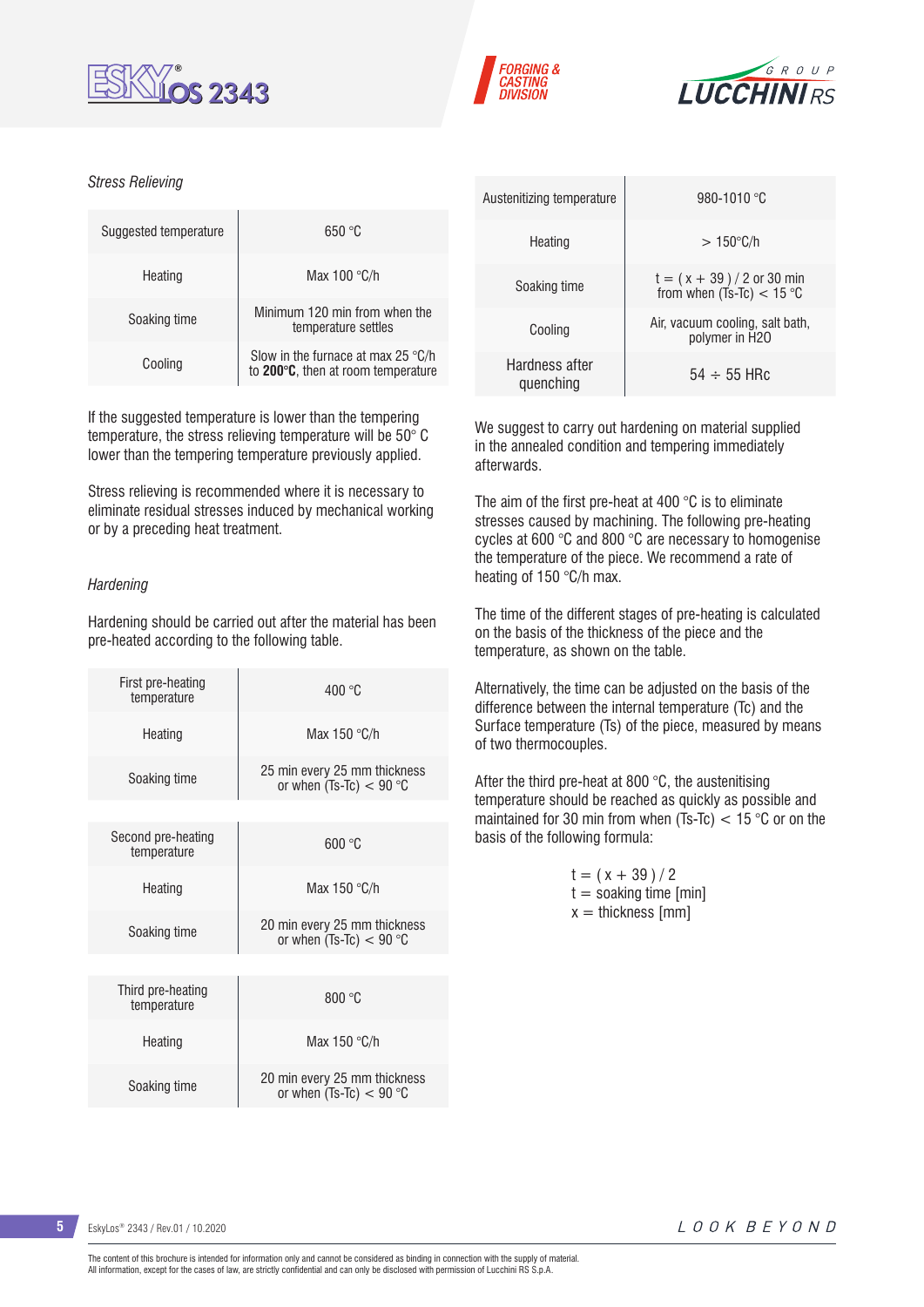*Stress Relieving*

| | |
|---|---|
| Suggested temperature | 650 °C |
| Heating | Max 100 °C/h |
| Soaking time | Minimum 120 min from when the temperature settles |
| Cooling | Slow in the furnace at max 25 °C/h to **200°C**, then at room temperature |

If the suggested temperature is lower than the tempering temperature, the stress relieving temperature will be 50° C lower than the tempering temperature previously applied.

Stress relieving is recommended where it is necessary to eliminate residual stresses induced by mechanical working or by a preceding heat treatment.

*Hardening*

Hardening should be carried out after the material has been pre-heated according to the following table.

| | |
|---|---|
| First pre-heating temperature | 400 °C |
| Heating | Max 150 °C/h |
| Soaking time | 25 min every 25 mm thickness or when (Ts-Tc) < 90 °C |

| | |
|---|---|
| Second pre-heating temperature | 600 °C |
| Heating | Max 150 °C/h |
| Soaking time | 20 min every 25 mm thickness or when (Ts-Tc) < 90 °C |

| | |
|---|---|
| Third pre-heating temperature | 800 °C |
| Heating | Max 150 °C/h |
| Soaking time | 20 min every 25 mm thickness or when (Ts-Tc) < 90 °C |

| | |
|---|---|
| Austenitizing temperature | 980-1010 °C |
| Heating | > 150°C/h |
| Soaking time | t = ( x + 39 ) / 2 or 30 min from when (Ts-Tc) < 15 °C |
| Cooling | Air, vacuum cooling, salt bath, polymer in H2O |
| Hardness after quenching | 54 ÷ 55 HRc |

We suggest to carry out hardening on material supplied in the annealed condition and tempering immediately afterwards.

The aim of the first pre-heat at 400 °C is to eliminate stresses caused by machining. The following pre-heating cycles at 600 °C and 800 °C are necessary to homogenise the temperature of the piece. We recommend a rate of heating of 150 °C/h max.

The time of the different stages of pre-heating is calculated on the basis of the thickness of the piece and the temperature, as shown on the table.

Alternatively, the time can be adjusted on the basis of the difference between the internal temperature (Tc) and the Surface temperature (Ts) of the piece, measured by means of two thermocouples.

After the third pre-heat at 800 °C, the austenitising temperature should be reached as quickly as possible and maintained for 30 min from when (Ts-Tc) < 15 °C or on the basis of the following formula:

$$t = (x + 39) / 2$$

t = soaking time [min]
x = thickness [mm]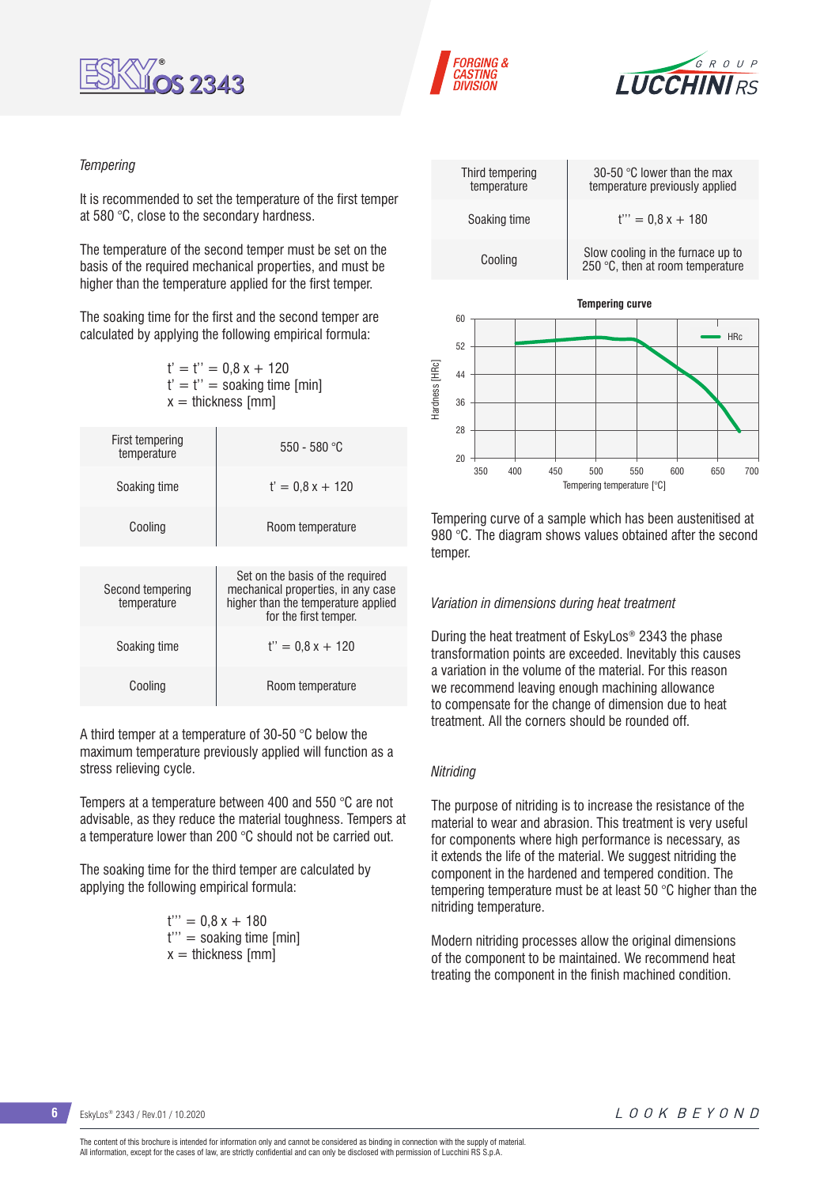*Tempering*

It is recommended to set the temperature of the first temper at 580 °C, close to the secondary hardness.

The temperature of the second temper must be set on the basis of the required mechanical properties, and must be higher than the temperature applied for the first temper.

The soaking time for the first and the second temper are calculated by applying the following empirical formula:

$$t' = t'' = 0{,}8\,x + 120$$
$t' = t''$ = soaking time [min]
$x$ = thickness [mm]

| First tempering temperature | 550 - 580 °C |
|---|---|
| Soaking time | $t' = 0{,}8\,x + 120$ |
| Cooling | Room temperature |

| Second tempering temperature | Set on the basis of the required mechanical properties, in any case higher than the temperature applied for the first temper. |
|---|---|
| Soaking time | $t'' = 0{,}8\,x + 120$ |
| Cooling | Room temperature |

A third temper at a temperature of 30-50 °C below the maximum temperature previously applied will function as a stress relieving cycle.

Tempers at a temperature between 400 and 550 °C are not advisable, as they reduce the material toughness. Tempers at a temperature lower than 200 °C should not be carried out.

The soaking time for the third temper are calculated by applying the following empirical formula:

$$t''' = 0{,}8\,x + 180$$
$t'''$ = soaking time [min]
$x$ = thickness [mm]

| Third tempering temperature | 30-50 °C lower than the max temperature previously applied |
|---|---|
| Soaking time | $t''' = 0{,}8\,x + 180$ |
| Cooling | Slow cooling in the furnace up to 250 °C, then at room temperature |

**Tempering curve**

Tempering curve of a sample which has been austenitised at 980 °C. The diagram shows values obtained after the second temper.

*Variation in dimensions during heat treatment*

During the heat treatment of EskyLos® 2343 the phase transformation points are exceeded. Inevitably this causes a variation in the volume of the material. For this reason we recommend leaving enough machining allowance to compensate for the change of dimension due to heat treatment. All the corners should be rounded off.

*Nitriding*

The purpose of nitriding is to increase the resistance of the material to wear and abrasion. This treatment is very useful for components where high performance is necessary, as it extends the life of the material. We suggest nitriding the component in the hardened and tempered condition. The tempering temperature must be at least 50 °C higher than the nitriding temperature.

Modern nitriding processes allow the original dimensions of the component to be maintained. We recommend heat treating the component in the finish machined condition.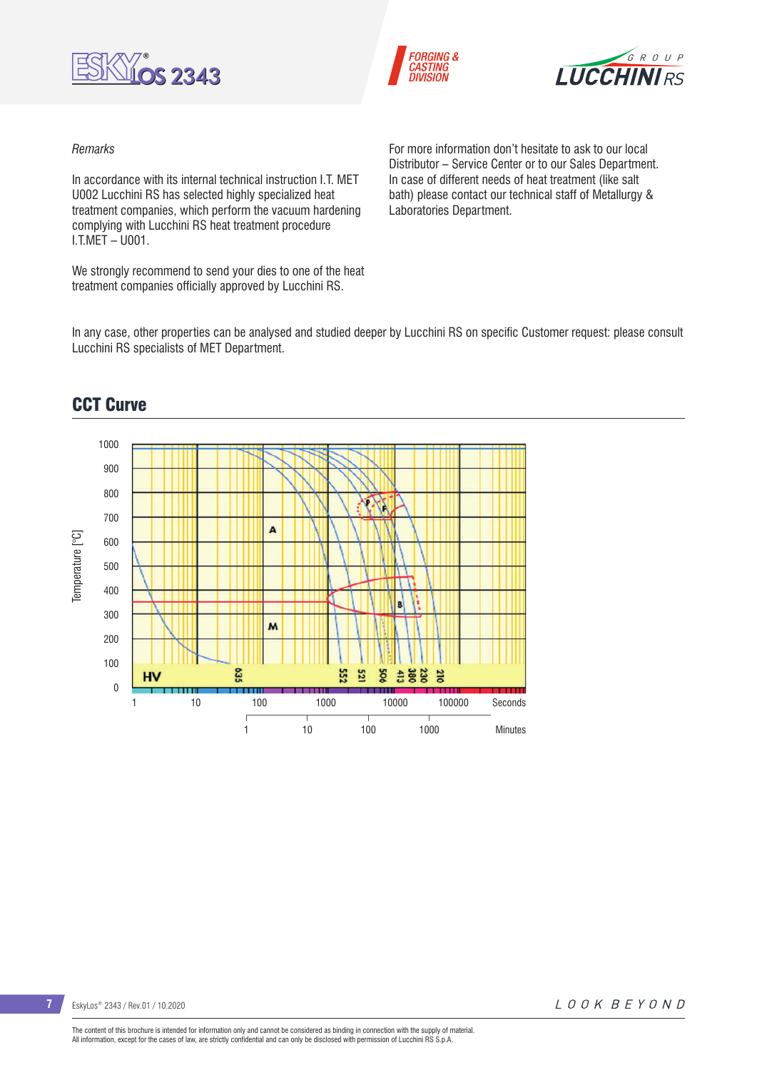*Remarks*

In accordance with its internal technical instruction I.T. MET U002 Lucchini RS has selected highly specialized heat treatment companies, which perform the vacuum hardening complying with Lucchini RS heat treatment procedure I.T.MET – U001.

We strongly recommend to send your dies to one of the heat treatment companies officially approved by Lucchini RS.

For more information don't hesitate to ask to our local Distributor – Service Center or to our Sales Department. In case of different needs of heat treatment (like salt bath) please contact our technical staff of Metallurgy & Laboratories Department.

In any case, other properties can be analysed and studied deeper by Lucchini RS on specific Customer request: please consult Lucchini RS specialists of MET Department.

## CCT Curve

Temperature [°C]

1000, 900, 800, 700, 600, 500, 400, 300, 200, 100, 0

A, P, F, B, M

HV: 635, 552, 521, 506, 413, 380, 230, 210

Seconds: 1, 10, 100, 1000, 10000, 100000

Minutes: 1, 10, 100, 1000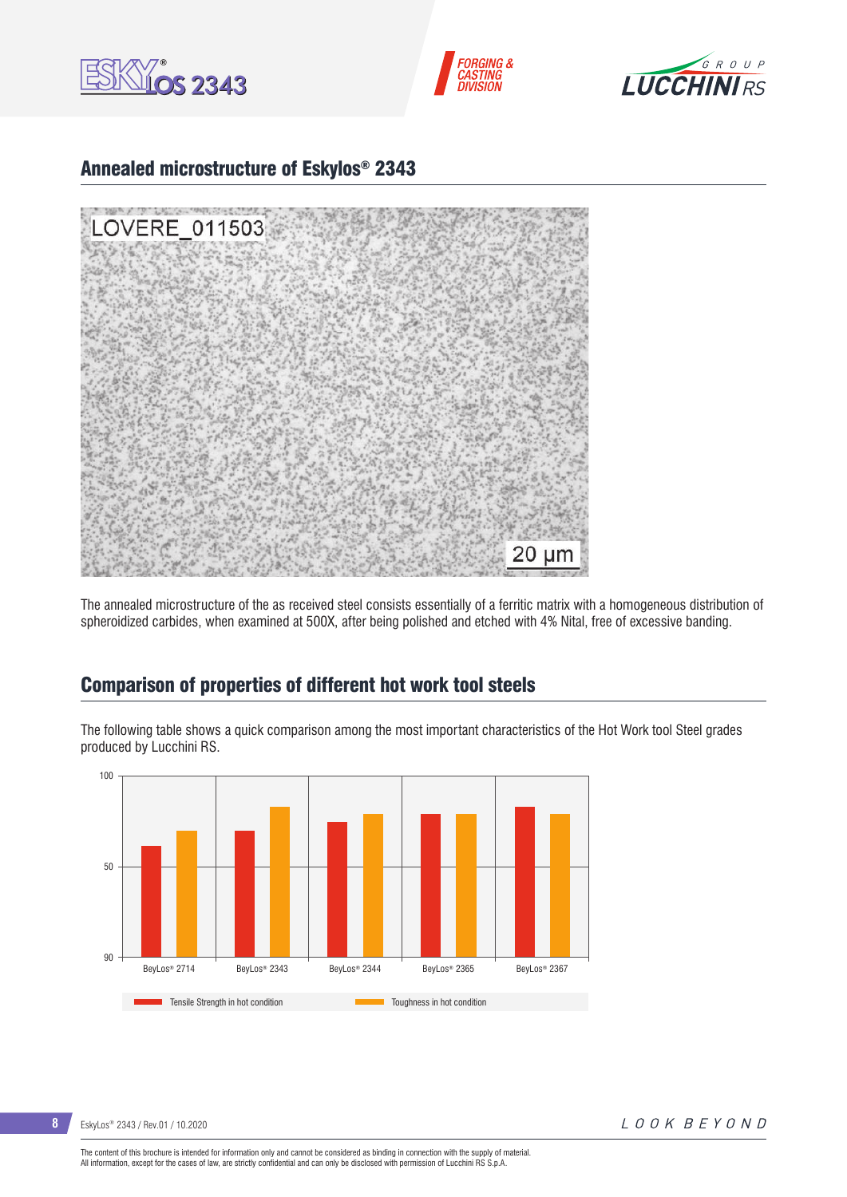## Annealed microstructure of Eskylos® 2343

The annealed microstructure of the as received steel consists essentially of a ferritic matrix with a homogeneous distribution of spheroidized carbides, when examined at 500X, after being polished and etched with 4% Nital, free of excessive banding.

## Comparison of properties of different hot work tool steels

The following table shows a quick comparison among the most important characteristics of the Hot Work tool Steel grades produced by Lucchini RS.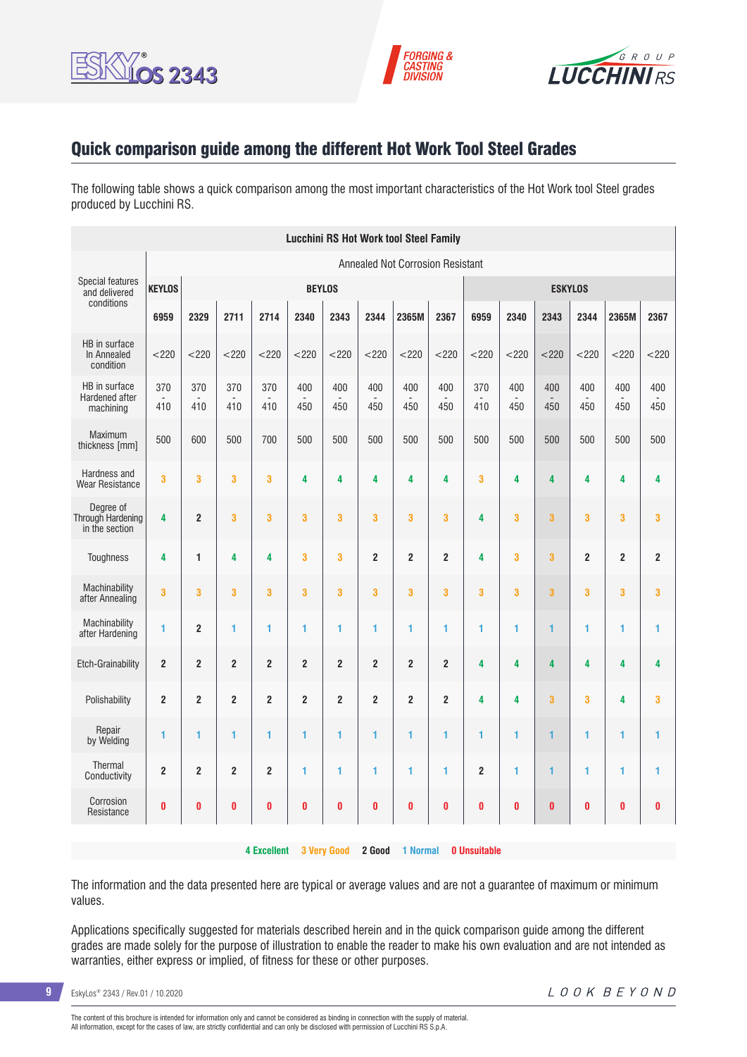## Quick comparison guide among the different Hot Work Tool Steel Grades

The following table shows a quick comparison among the most important characteristics of the Hot Work tool Steel grades produced by Lucchini RS.

| Special features and delivered conditions | Lucchini RS Hot Work tool Steel Family | | | | | | | | | | | | | | |
|---|---|---|---|---|---|---|---|---|---|---|---|---|---|---|---|
| | Annealed Not Corrosion Resistant | | | | | | | | | | | | | | |
| | KEYLOS | BEYLOS | | | | | | | | ESKYLOS | | | | | |
| | 6959 | 2329 | 2711 | 2714 | 2340 | 2343 | 2344 | 2365M | 2367 | 6959 | 2340 | 2343 | 2344 | 2365M | 2367 |
| HB in surface In Annealed condition | <220 | <220 | <220 | <220 | <220 | <220 | <220 | <220 | <220 | <220 | <220 | <220 | <220 | <220 | <220 |
| HB in surface Hardened after machining | 370 - 410 | 370 - 410 | 370 - 410 | 370 - 410 | 400 - 450 | 400 - 450 | 400 - 450 | 400 - 450 | 400 - 450 | 370 - 410 | 400 - 450 | 400 - 450 | 400 - 450 | 400 - 450 | 400 - 450 |
| Maximum thickness [mm] | 500 | 600 | 500 | 700 | 500 | 500 | 500 | 500 | 500 | 500 | 500 | 500 | 500 | 500 | 500 |
| Hardness and Wear Resistance | 3 | 3 | 3 | 3 | 4 | 4 | 4 | 4 | 4 | 3 | 4 | 4 | 4 | 4 | 4 |
| Degree of Through Hardening in the section | 4 | 2 | 3 | 3 | 3 | 3 | 3 | 3 | 3 | 4 | 3 | 3 | 3 | 3 | 3 |
| Toughness | 4 | 1 | 4 | 4 | 3 | 3 | 2 | 2 | 2 | 4 | 3 | 3 | 2 | 2 | 2 |
| Machinability after Annealing | 3 | 3 | 3 | 3 | 3 | 3 | 3 | 3 | 3 | 3 | 3 | 3 | 3 | 3 | 3 |
| Machinability after Hardening | 1 | 2 | 1 | 1 | 1 | 1 | 1 | 1 | 1 | 1 | 1 | 1 | 1 | 1 | 1 |
| Etch-Grainability | 2 | 2 | 2 | 2 | 2 | 2 | 2 | 2 | 2 | 4 | 4 | 4 | 4 | 4 | 4 |
| Polishability | 2 | 2 | 2 | 2 | 2 | 2 | 2 | 2 | 2 | 4 | 4 | 3 | 3 | 4 | 3 |
| Repair by Welding | 1 | 1 | 1 | 1 | 1 | 1 | 1 | 1 | 1 | 1 | 1 | 1 | 1 | 1 | 1 |
| Thermal Conductivity | 2 | 2 | 2 | 2 | 1 | 1 | 1 | 1 | 1 | 2 | 1 | 1 | 1 | 1 | 1 |
| Corrosion Resistance | 0 | 0 | 0 | 0 | 0 | 0 | 0 | 0 | 0 | 0 | 0 | 0 | 0 | 0 | 0 |

**4** Excellent **3** Very Good **2** Good **1** Normal **0** Unsuitable

The information and the data presented here are typical or average values and are not a guarantee of maximum or minimum values.

Applications specifically suggested for materials described herein and in the quick comparison guide among the different grades are made solely for the purpose of illustration to enable the reader to make his own evaluation and are not intended as warranties, either express or implied, of fitness for these or other purposes.

The content of this brochure is intended for information only and cannot be considered as binding in connection with the supply of material.
All information, except for the cases of law, are strictly confidential and can only be disclosed with permission of Lucchini RS S.p.A.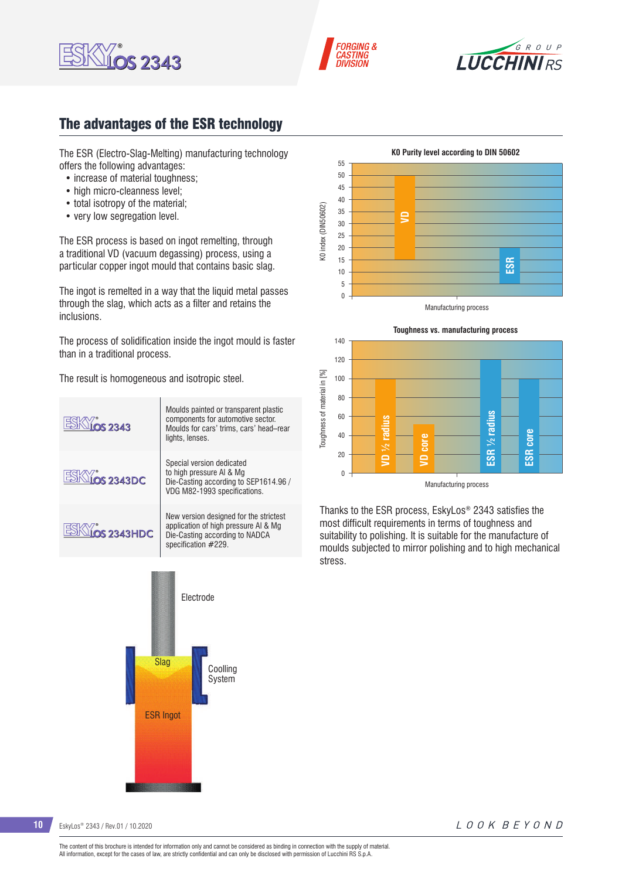## The advantages of the ESR technology

The ESR (Electro-Slag-Melting) manufacturing technology offers the following advantages:

- increase of material toughness;
- high micro-cleanness level;
- total isotropy of the material;
- very low segregation level.

The ESR process is based on ingot remelting, through a traditional VD (vacuum degassing) process, using a particular copper ingot mould that contains basic slag.

The ingot is remelted in a way that the liquid metal passes through the slag, which acts as a filter and retains the inclusions.

The process of solidification inside the ingot mould is faster than in a traditional process.

The result is homogeneous and isotropic steel.

| | |
|---|---|
| ESKYLOS 2343 | Moulds painted or transparent plastic components for automotive sector. Moulds for cars' trims, cars' head–rear lights, lenses. |
| ESKYLOS 2343DC | Special version dedicated to high pressure Al & Mg Die-Casting according to SEP1614.96 / VDG M82-1993 specifications. |
| ESKYLOS 2343HDC | New version designed for the strictest application of high pressure Al & Mg Die-Casting according to NADCA specification #229. |

Electrode

Slag

Coolling System

ESR Ingot

**K0 Purity level according to DIN 50602**

K0 index (DIN50602) — Manufacturing process

| Process | K0 index |
|---|---|
| VD | 50 |
| ESR | 15 |

**Toughness vs. manufacturing process**

Toughness of material in [%] — Manufacturing process

| Process | Toughness [%] |
|---|---|
| VD ½ radius | 100 |
| VD core | 52 |
| ESR ½ radius | 120 |
| ESR core | 100 |

Thanks to the ESR process, EskyLos® 2343 satisfies the most difficult requirements in terms of toughness and suitability to polishing. It is suitable for the manufacture of moulds subjected to mirror polishing and to high mechanical stress.

The content of this brochure is intended for information only and cannot be considered as binding in connection with the supply of material.
All information, except for the cases of law, are strictly confidential and can only be disclosed with permission of Lucchini RS S.p.A.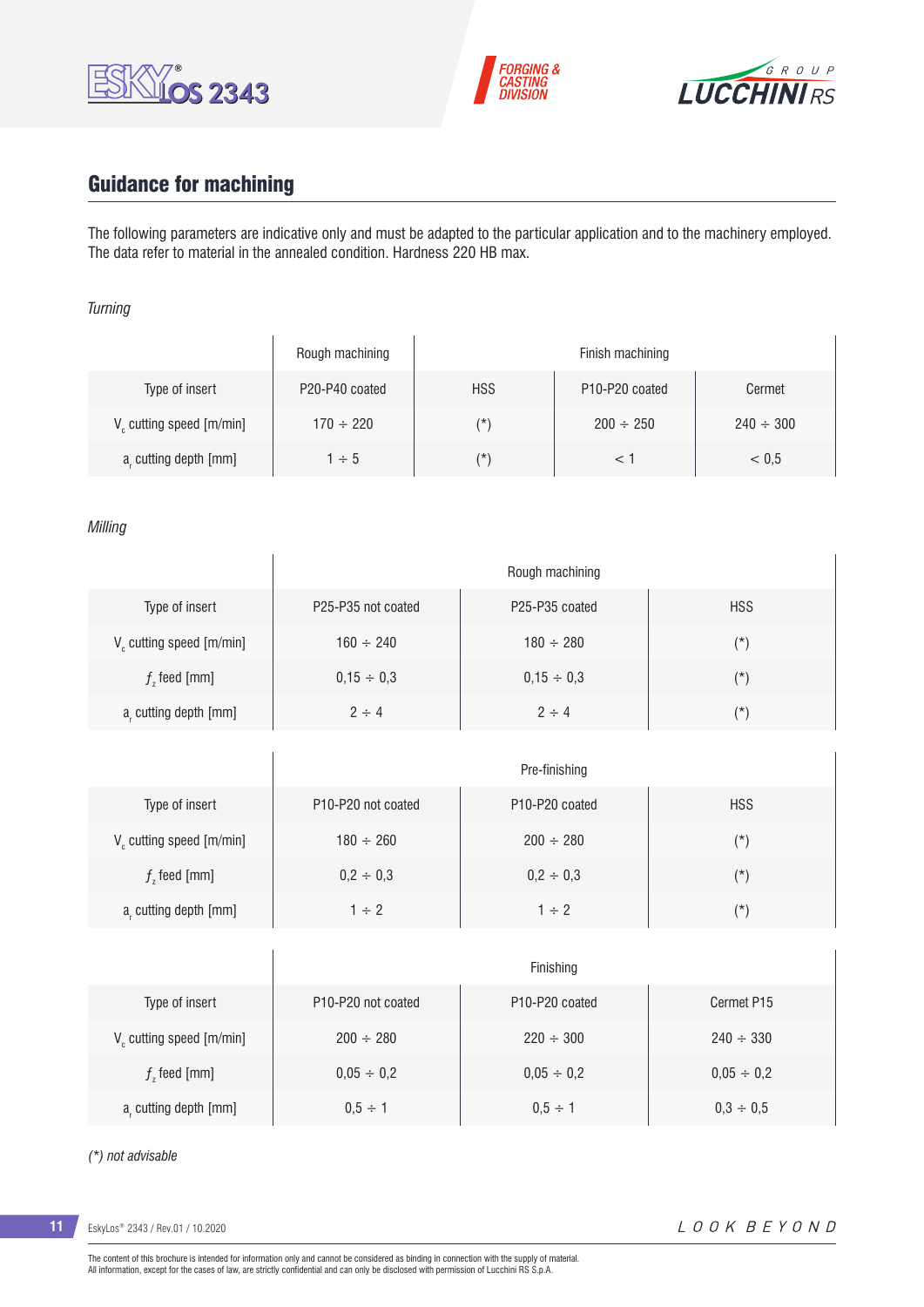## Guidance for machining

The following parameters are indicative only and must be adapted to the particular application and to the machinery employed. The data refer to material in the annealed condition. Hardness 220 HB max.

*Turning*

| | Rough machining | Finish machining | | |
|---|---|---|---|---|
| Type of insert | P20-P40 coated | HSS | P10-P20 coated | Cermet |
| $V_c$ cutting speed [m/min] | 170 ÷ 220 | (*) | 200 ÷ 250 | 240 ÷ 300 |
| $a_r$ cutting depth [mm] | 1 ÷ 5 | (*) | < 1 | < 0,5 |

*Milling*

| | Rough machining | | |
|---|---|---|---|
| Type of insert | P25-P35 not coated | P25-P35 coated | HSS |
| $V_c$ cutting speed [m/min] | 160 ÷ 240 | 180 ÷ 280 | (*) |
| $f_z$ feed [mm] | 0,15 ÷ 0,3 | 0,15 ÷ 0,3 | (*) |
| $a_r$ cutting depth [mm] | 2 ÷ 4 | 2 ÷ 4 | (*) |

| | Pre-finishing | | |
|---|---|---|---|
| Type of insert | P10-P20 not coated | P10-P20 coated | HSS |
| $V_c$ cutting speed [m/min] | 180 ÷ 260 | 200 ÷ 280 | (*) |
| $f_z$ feed [mm] | 0,2 ÷ 0,3 | 0,2 ÷ 0,3 | (*) |
| $a_r$ cutting depth [mm] | 1 ÷ 2 | 1 ÷ 2 | (*) |

| | Finishing | | |
|---|---|---|---|
| Type of insert | P10-P20 not coated | P10-P20 coated | Cermet P15 |
| $V_c$ cutting speed [m/min] | 200 ÷ 280 | 220 ÷ 300 | 240 ÷ 330 |
| $f_z$ feed [mm] | 0,05 ÷ 0,2 | 0,05 ÷ 0,2 | 0,05 ÷ 0,2 |
| $a_r$ cutting depth [mm] | 0,5 ÷ 1 | 0,5 ÷ 1 | 0,3 ÷ 0,5 |

*(*) not advisable*

The content of this brochure is intended for information only and cannot be considered as binding in connection with the supply of material.
All information, except for the cases of law, are strictly confidential and can only be disclosed with permission of Lucchini RS S.p.A.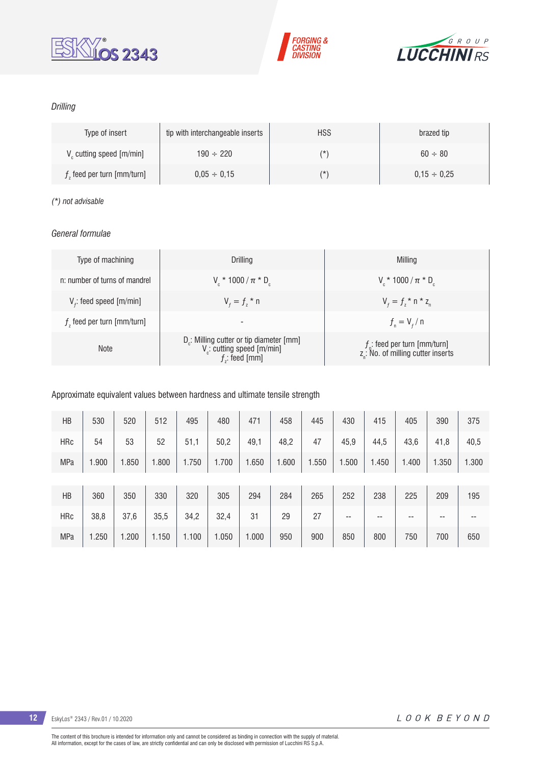*Drilling*

| Type of insert | tip with interchangeable inserts | HSS | brazed tip |
|---|---|---|---|
| $V_c$ cutting speed [m/min] | 190 ÷ 220 | (*) | 60 ÷ 80 |
| $f_z$ feed per turn [mm/turn] | 0,05 ÷ 0,15 | (*) | 0,15 ÷ 0,25 |

*(*) not advisable*

*General formulae*

| Type of machining | Drilling | Milling |
|---|---|---|
| n: number of turns of mandrel | $V_c * 1000 / \pi * D_c$ | $V_c * 1000 / \pi * D_c$ |
| $V_f$: feed speed [m/min] | $V_f = f_z * n$ | $V_f = f_z * n * z_n$ |
| $f_z$ feed per turn [mm/turn] | - | $f_n = V_f / n$ |
| Note | $D_c$: Milling cutter or tip diameter [mm]<br>$V_c$: cutting speed [m/min]<br>$f_z$: feed [mm] | $f_n$: feed per turn [mm/turn]<br>$z_n$: No. of milling cutter inserts |

Approximate equivalent values between hardness and ultimate tensile strength

| HB | 530 | 520 | 512 | 495 | 480 | 471 | 458 | 445 | 430 | 415 | 405 | 390 | 375 |
|---|---|---|---|---|---|---|---|---|---|---|---|---|---|
| HRc | 54 | 53 | 52 | 51,1 | 50,2 | 49,1 | 48,2 | 47 | 45,9 | 44,5 | 43,6 | 41,8 | 40,5 |
| MPa | 1.900 | 1.850 | 1.800 | 1.750 | 1.700 | 1.650 | 1.600 | 1.550 | 1.500 | 1.450 | 1.400 | 1.350 | 1.300 |

| HB | 360 | 350 | 330 | 320 | 305 | 294 | 284 | 265 | 252 | 238 | 225 | 209 | 195 |
|---|---|---|---|---|---|---|---|---|---|---|---|---|---|
| HRc | 38,8 | 37,6 | 35,5 | 34,2 | 32,4 | 31 | 29 | 27 | -- | -- | -- | -- | -- |
| MPa | 1.250 | 1.200 | 1.150 | 1.100 | 1.050 | 1.000 | 950 | 900 | 850 | 800 | 750 | 700 | 650 |

The content of this brochure is intended for information only and cannot be considered as binding in connection with the supply of material.
All information, except for the cases of law, are strictly confidential and can only be disclosed with permission of Lucchini RS S.p.A.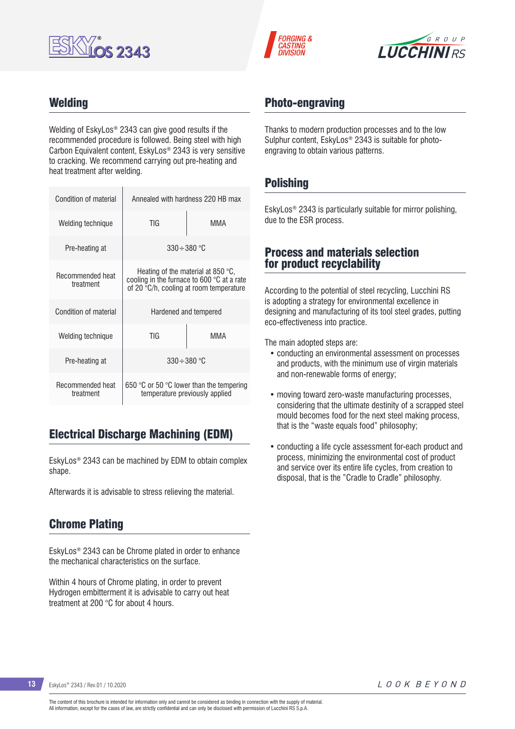## Welding

Welding of EskyLos® 2343 can give good results if the recommended procedure is followed. Being steel with high Carbon Equivalent content, EskyLos® 2343 is very sensitive to cracking. We recommend carrying out pre-heating and heat treatment after welding.

| | | |
|---|---|---|
| Condition of material | Annealed with hardness 220 HB max | |
| Welding technique | TIG | MMA |
| Pre-heating at | 330÷380 °C | |
| Recommended heat treatment | Heating of the material at 850 °C, cooling in the furnace to 600 °C at a rate of 20 °C/h, cooling at room temperature | |
| Condition of material | Hardened and tempered | |
| Welding technique | TIG | MMA |
| Pre-heating at | 330÷380 °C | |
| Recommended heat treatment | 650 °C or 50 °C lower than the tempering temperature previously applied | |

## Electrical Discharge Machining (EDM)

EskyLos® 2343 can be machined by EDM to obtain complex shape.

Afterwards it is advisable to stress relieving the material.

## Chrome Plating

EskyLos® 2343 can be Chrome plated in order to enhance the mechanical characteristics on the surface.

Within 4 hours of Chrome plating, in order to prevent Hydrogen embitterment it is advisable to carry out heat treatment at 200 °C for about 4 hours.

## Photo-engraving

Thanks to modern production processes and to the low Sulphur content, EskyLos® 2343 is suitable for photo-engraving to obtain various patterns.

## Polishing

EskyLos® 2343 is particularly suitable for mirror polishing, due to the ESR process.

## Process and materials selection for product recyclability

According to the potential of steel recycling, Lucchini RS is adopting a strategy for environmental excellence in designing and manufacturing of its tool steel grades, putting eco-effectiveness into practice.

The main adopted steps are:

- conducting an environmental assessment on processes and products, with the minimum use of virgin materials and non-renewable forms of energy;
- moving toward zero-waste manufacturing processes, considering that the ultimate destinity of a scrapped steel mould becomes food for the next steel making process, that is the “waste equals food” philosophy;
- conducting a life cycle assessment for-each product and process, minimizing the environmental cost of product and service over its entire life cycles, from creation to disposal, that is the ”Cradle to Cradle” philosophy.

The content of this brochure is intended for information only and cannot be considered as binding in connection with the supply of material.
All information, except for the cases of law, are strictly confidential and can only be disclosed with permission of Lucchini RS S.p.A.